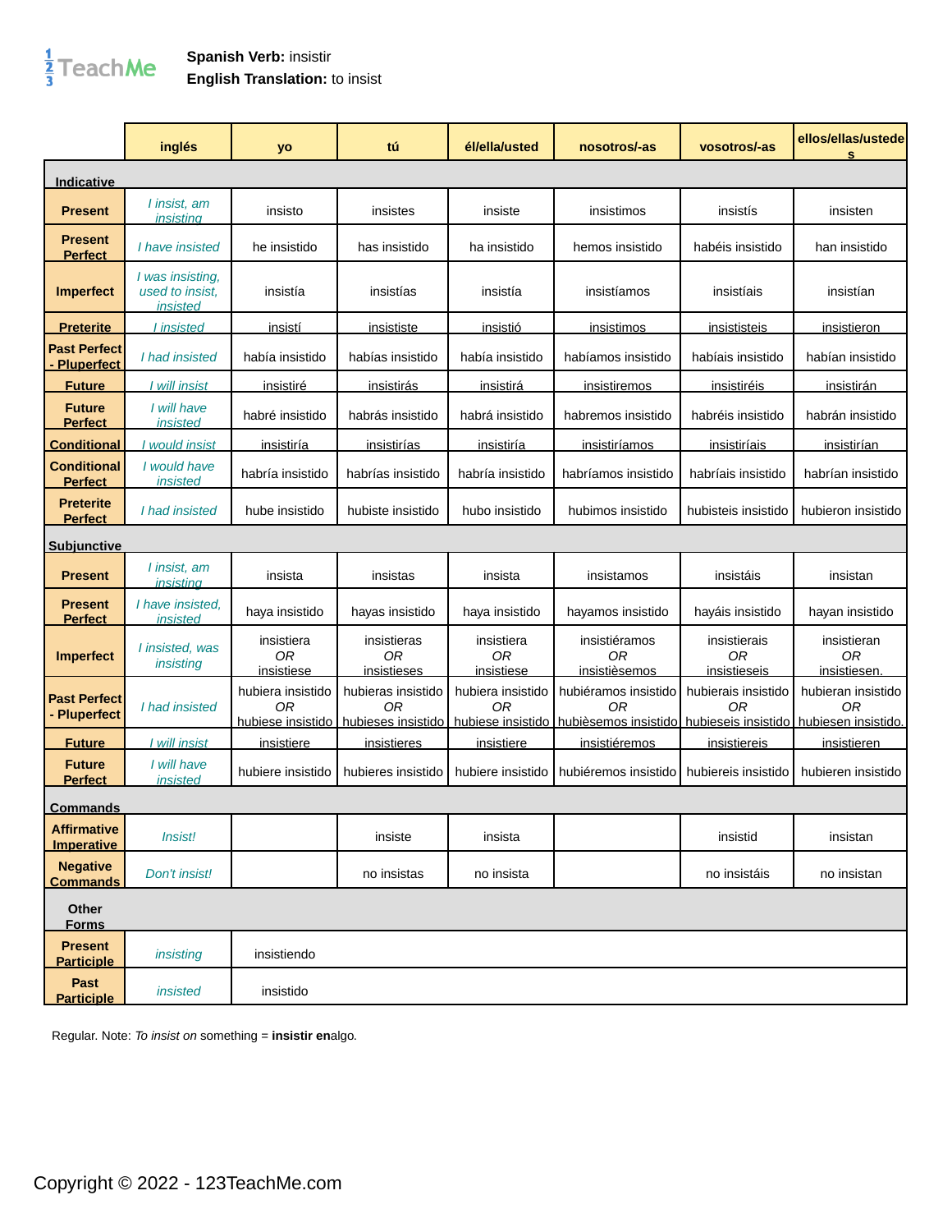**Spanish Verb:** insistir
**English Translation:** to insist

| | inglés | yo | tú | él/ella/usted | nosotros/-as | vosotros/-as | ellos/ellas/ustedes |
|---|---|---|---|---|---|---|---|
| **Indicative** | | | | | | | |
| **Present** | *I insist, am insisting* | insisto | insistes | insiste | insistimos | insistís | insisten |
| **Present Perfect** | *I have insisted* | he insistido | has insistido | ha insistido | hemos insistido | habéis insistido | han insistido |
| **Imperfect** | *I was insisting, used to insist, insisted* | insistía | insistías | insistía | insistíamos | insistíais | insistían |
| **Preterite** | *I insisted* | insistí | insististe | insistió | insistimos | insististeis | insistieron |
| **Past Perfect - Pluperfect** | *I had insisted* | había insistido | habías insistido | había insistido | habíamos insistido | habíais insistido | habían insistido |
| **Future** | *I will insist* | insistiré | insistirás | insistirá | insistiremos | insistiréis | insistirán |
| **Future Perfect** | *I will have insisted* | habré insistido | habrás insistido | habrá insistido | habremos insistido | habréis insistido | habrán insistido |
| **Conditional** | *I would insist* | insistiría | insistirías | insistiría | insistiríamos | insistiríais | insistirían |
| **Conditional Perfect** | *I would have insisted* | habría insistido | habrías insistido | habría insistido | habríamos insistido | habríais insistido | habrían insistido |
| **Preterite Perfect** | *I had insisted* | hube insistido | hubiste insistido | hubo insistido | hubimos insistido | hubisteis insistido | hubieron insistido |
| **Subjunctive** | | | | | | | |
| **Present** | *I insist, am insisting* | insista | insistas | insista | insistamos | insistáis | insistan |
| **Present Perfect** | *I have insisted, insisted* | haya insistido | hayas insistido | haya insistido | hayamos insistido | hayáis insistido | hayan insistido |
| **Imperfect** | *I insisted, was insisting* | insistiera *OR* insistiese | insistieras *OR* insistieses | insistiera *OR* insistiese | insistiéramos *OR* insistièsemos | insistierais *OR* insistieseis | insistieran *OR* insistiesen. |
| **Past Perfect - Pluperfect** | *I had insisted* | hubiera insistido *OR* hubiese insistido | hubieras insistido *OR* hubieses insistido | hubiera insistido *OR* hubiese insistido | hubiéramos insistido *OR* hubièsemos insistido | hubierais insistido *OR* hubieseis insistido | hubieran insistido *OR* hubiesen insistido. |
| **Future** | *I will insist* | insistiere | insistieres | insistiere | insistiéremos | insistiereis | insistieren |
| **Future Perfect** | *I will have insisted* | hubiere insistido | hubieres insistido | hubiere insistido | hubiéremos insistido | hubiereis insistido | hubieren insistido |
| **Commands** | | | | | | | |
| **Affirmative Imperative** | *Insist!* | | insiste | insista | | insistid | insistan |
| **Negative Commands** | *Don't insist!* | | no insistas | no insista | | no insistáis | no insistan |
| **Other Forms** | | | | | | | |
| **Present Participle** | *insisting* | insistiendo | | | | | |
| **Past Participle** | *insisted* | insistido | | | | | |

Regular. Note: *To insist on* something = **insistir en**algo.

Copyright © 2022 - 123TeachMe.com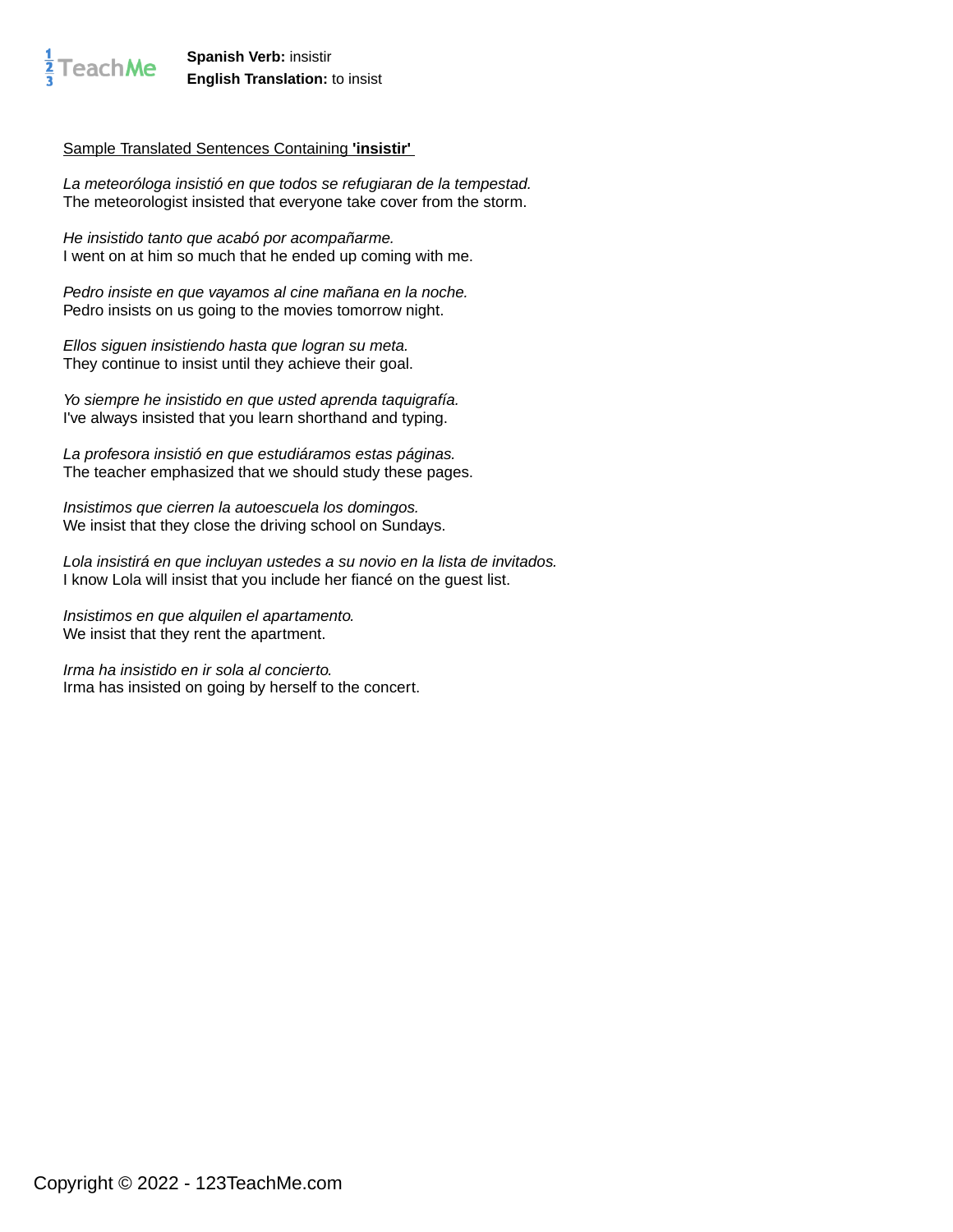**Spanish Verb:** insistir
**English Translation:** to insist

Sample Translated Sentences Containing **'insistir'**

*La meteoróloga insistió en que todos se refugiaran de la tempestad.*
The meteorologist insisted that everyone take cover from the storm.

*He insistido tanto que acabó por acompañarme.*
I went on at him so much that he ended up coming with me.

*Pedro insiste en que vayamos al cine mañana en la noche.*
Pedro insists on us going to the movies tomorrow night.

*Ellos siguen insistiendo hasta que logran su meta.*
They continue to insist until they achieve their goal.

*Yo siempre he insistido en que usted aprenda taquigrafía.*
I've always insisted that you learn shorthand and typing.

*La profesora insistió en que estudiáramos estas páginas.*
The teacher emphasized that we should study these pages.

*Insistimos que cierren la autoescuela los domingos.*
We insist that they close the driving school on Sundays.

*Lola insistirá en que incluyan ustedes a su novio en la lista de invitados.*
I know Lola will insist that you include her fiancé on the guest list.

*Insistimos en que alquilen el apartamento.*
We insist that they rent the apartment.

*Irma ha insistido en ir sola al concierto.*
Irma has insisted on going by herself to the concert.

Copyright © 2022 - 123TeachMe.com